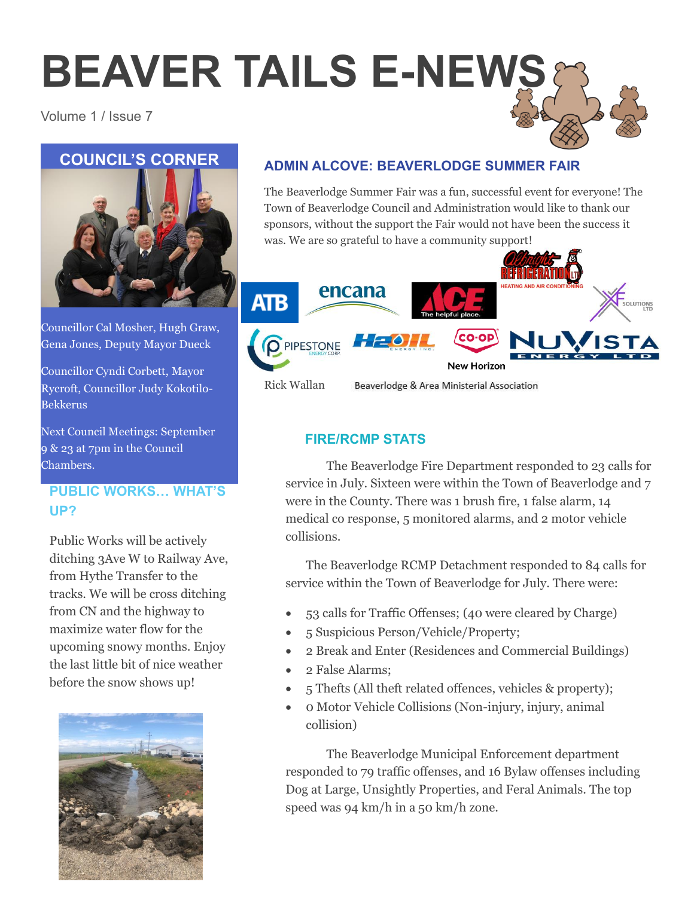# BEAVER TAILS E-NEWS

Volume 1 / Issue 7

## COUNCIL'S CORNER

Councillor Cal Mosher, Hugh Graw, Gena Jones, Deputy Mayor Dueck

Councillor Cyndi Corbett, Mayor Rycroft, Councillor Judy Kokotilo-Bekkerus

Next Council Meetings: September 9 & 23 at 7pm in the Council Chambers.

## PUBLIC WORKS… WHAT'S UP?

Public Works will be actively ditching 3Ave W to Railway Ave, from Hythe Transfer to the tracks. We will be cross ditching from CN and the highway to maximize water flow for the upcoming snowy months. Enjoy the last little bit of nice weather before the snow shows up!

## ADMIN ALCOVE: BEAVERLODGE SUMMER FAIR

The Beaverlodge Summer Fair was a fun, successful event for everyone! The Town of Beaverlodge Council and Administration would like to thank our sponsors, without the support the Fair would not have been the success it was. We are so grateful to have a community support!

ATB, encana, ACE The helpful place., Albright Refrigeration Ltd. Heating and Air Conditioning, XF Solutions Ltd, Pipestone Energy Corp., H2Oil Energy Inc., Co-op New Horizon, NuVista Energy Ltd

Rick Wallan

Beaverlodge & Area Ministerial Association

## FIRE/RCMP STATS

The Beaverlodge Fire Department responded to 23 calls for service in July. Sixteen were within the Town of Beaverlodge and 7 were in the County. There was 1 brush fire, 1 false alarm, 14 medical co response, 5 monitored alarms, and 2 motor vehicle collisions.

The Beaverlodge RCMP Detachment responded to 84 calls for service within the Town of Beaverlodge for July. There were:

- 53 calls for Traffic Offenses; (40 were cleared by Charge)
- 5 Suspicious Person/Vehicle/Property;
- 2 Break and Enter (Residences and Commercial Buildings)
- 2 False Alarms;
- 5 Thefts (All theft related offences, vehicles & property);
- 0 Motor Vehicle Collisions (Non-injury, injury, animal collision)

The Beaverlodge Municipal Enforcement department responded to 79 traffic offenses, and 16 Bylaw offenses including Dog at Large, Unsightly Properties, and Feral Animals. The top speed was 94 km/h in a 50 km/h zone.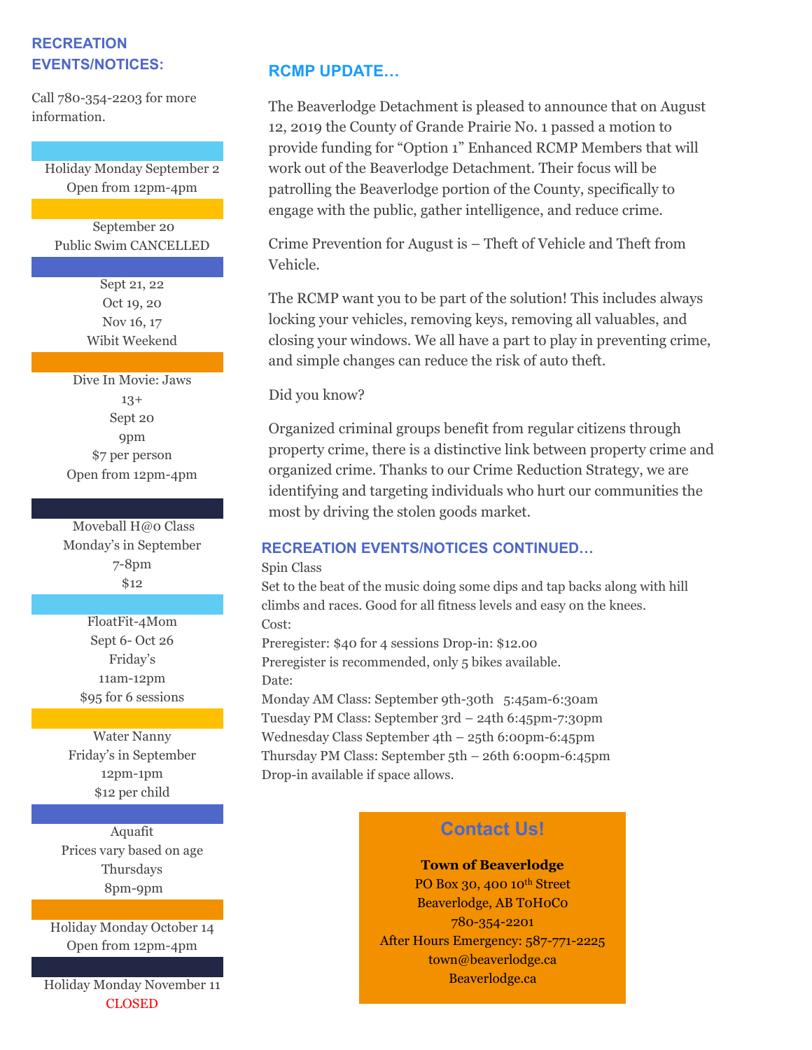## RECREATION EVENTS/NOTICES:

Call 780-354-2203 for more information.

Holiday Monday September 2
Open from 12pm-4pm

September 20
Public Swim CANCELLED

Sept 21, 22
Oct 19, 20
Nov 16, 17
Wibit Weekend

Dive In Movie: Jaws
13+
Sept 20
9pm
$7 per person
Open from 12pm-4pm

Moveball H@0 Class
Monday's in September
7-8pm
$12

FloatFit-4Mom
Sept 6- Oct 26
Friday's
11am-12pm
$95 for 6 sessions

Water Nanny
Friday's in September
12pm-1pm
$12 per child

Aquafit
Prices vary based on age
Thursdays
8pm-9pm

Holiday Monday October 14
Open from 12pm-4pm

Holiday Monday November 11
CLOSED

## RCMP UPDATE…

The Beaverlodge Detachment is pleased to announce that on August 12, 2019 the County of Grande Prairie No. 1 passed a motion to provide funding for "Option 1" Enhanced RCMP Members that will work out of the Beaverlodge Detachment. Their focus will be patrolling the Beaverlodge portion of the County, specifically to engage with the public, gather intelligence, and reduce crime.

Crime Prevention for August is – Theft of Vehicle and Theft from Vehicle.

The RCMP want you to be part of the solution! This includes always locking your vehicles, removing keys, removing all valuables, and closing your windows. We all have a part to play in preventing crime, and simple changes can reduce the risk of auto theft.

Did you know?

Organized criminal groups benefit from regular citizens through property crime, there is a distinctive link between property crime and organized crime. Thanks to our Crime Reduction Strategy, we are identifying and targeting individuals who hurt our communities the most by driving the stolen goods market.

## RECREATION EVENTS/NOTICES CONTINUED…

Spin Class
Set to the beat of the music doing some dips and tap backs along with hill climbs and races. Good for all fitness levels and easy on the knees.
Cost:
Preregister: $40 for 4 sessions Drop-in: $12.00
Preregister is recommended, only 5 bikes available.
Date:
Monday AM Class: September 9th-30th 5:45am-6:30am
Tuesday PM Class: September 3rd – 24th 6:45pm-7:30pm
Wednesday Class September 4th – 25th 6:00pm-6:45pm
Thursday PM Class: September 5th – 26th 6:00pm-6:45pm
Drop-in available if space allows.

## Contact Us!

**Town of Beaverlodge**
PO Box 30, 400 10th Street
Beaverlodge, AB T0H0C0
780-354-2201
After Hours Emergency: 587-771-2225
town@beaverlodge.ca
Beaverlodge.ca